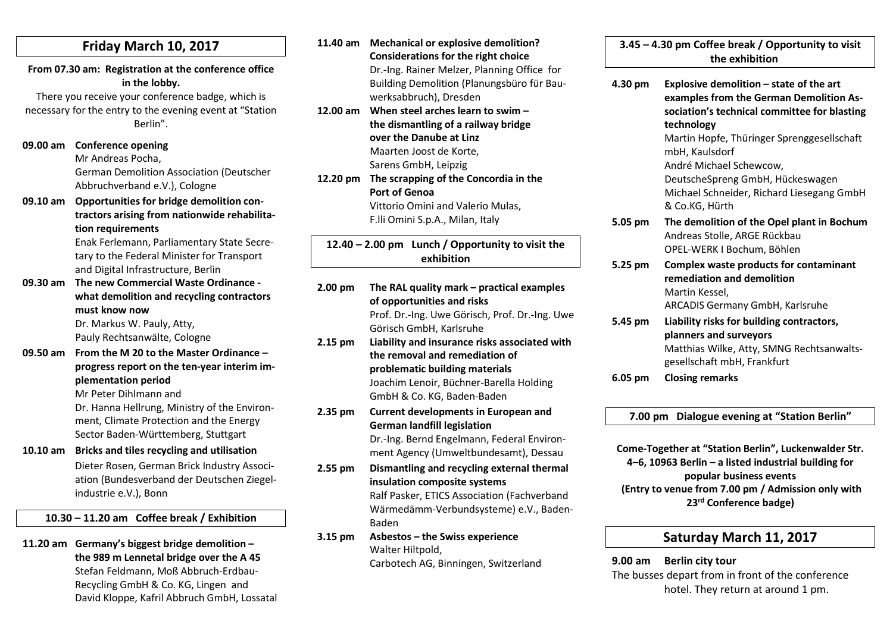## Friday March 10, 2017

**From 07.30 am: Registration at the conference office in the lobby.**

There you receive your conference badge, which is necessary for the entry to the evening event at "Station Berlin".

**09.00 am Conference opening**
Mr Andreas Pocha,
German Demolition Association (Deutscher Abbruchverband e.V.), Cologne

**09.10 am Opportunities for bridge demolition contractors arising from nationwide rehabilitation requirements**
Enak Ferlemann, Parliamentary State Secretary to the Federal Minister for Transport and Digital Infrastructure, Berlin

**09.30 am The new Commercial Waste Ordinance - what demolition and recycling contractors must know now**
Dr. Markus W. Pauly, Atty,
Pauly Rechtsanwälte, Cologne

**09.50 am From the M 20 to the Master Ordinance – progress report on the ten-year interim implementation period**
Mr Peter Dihlmann and
Dr. Hanna Hellrung, Ministry of the Environment, Climate Protection and the Energy Sector Baden-Württemberg, Stuttgart

**10.10 am Bricks and tiles recycling and utilisation**
Dieter Rosen, German Brick Industry Association (Bundesverband der Deutschen Ziegelindustrie e.V.), Bonn

**10.30 – 11.20 am Coffee break / Exhibition**

**11.20 am Germany's biggest bridge demolition – the 989 m Lennetal bridge over the A 45**
Stefan Feldmann, Moß Abbruch-Erdbau-Recycling GmbH & Co. KG, Lingen and
David Kloppe, Kafril Abbruch GmbH, Lossatal

**11.40 am Mechanical or explosive demolition? Considerations for the right choice**
Dr.-Ing. Rainer Melzer, Planning Office for Building Demolition (Planungsbüro für Bauwerksabbruch), Dresden

**12.00 am When steel arches learn to swim – the dismantling of a railway bridge over the Danube at Linz**
Maarten Joost de Korte,
Sarens GmbH, Leipzig

**12.20 pm The scrapping of the Concordia in the Port of Genoa**
Vittorio Omini and Valerio Mulas,
F.lli Omini S.p.A., Milan, Italy

**12.40 – 2.00 pm Lunch / Opportunity to visit the exhibition**

**2.00 pm The RAL quality mark – practical examples of opportunities and risks**
Prof. Dr.-Ing. Uwe Görisch, Prof. Dr.-Ing. Uwe Görisch GmbH, Karlsruhe

**2.15 pm Liability and insurance risks associated with the removal and remediation of problematic building materials**
Joachim Lenoir, Büchner-Barella Holding GmbH & Co. KG, Baden-Baden

**2.35 pm Current developments in European and German landfill legislation**
Dr.-Ing. Bernd Engelmann, Federal Environment Agency (Umweltbundesamt), Dessau

**2.55 pm Dismantling and recycling external thermal insulation composite systems**
Ralf Pasker, ETICS Association (Fachverband Wärmedämm-Verbundsysteme) e.V., Baden-Baden

**3.15 pm Asbestos – the Swiss experience**
Walter Hiltpold,
Carbotech AG, Binningen, Switzerland

**3.45 – 4.30 pm Coffee break / Opportunity to visit the exhibition**

**4.30 pm Explosive demolition – state of the art examples from the German Demolition Association's technical committee for blasting technology**
Martin Hopfe, Thüringer Sprenggesellschaft mbH, Kaulsdorf
André Michael Schewcow,
DeutscheSpreng GmbH, Hückeswagen
Michael Schneider, Richard Liesegang GmbH & Co.KG, Hürth

**5.05 pm The demolition of the Opel plant in Bochum**
Andreas Stolle, ARGE Rückbau
OPEL-WERK I Bochum, Böhlen

**5.25 pm Complex waste products for contaminant remediation and demolition**
Martin Kessel,
ARCADIS Germany GmbH, Karlsruhe

**5.45 pm Liability risks for building contractors, planners and surveyors**
Matthias Wilke, Atty, SMNG Rechtsanwaltsgesellschaft mbH, Frankfurt

**6.05 pm Closing remarks**

**7.00 pm Dialogue evening at "Station Berlin"**

**Come-Together at "Station Berlin", Luckenwalder Str. 4–6, 10963 Berlin – a listed industrial building for popular business events**
**(Entry to venue from 7.00 pm / Admission only with 23rd Conference badge)**

## Saturday March 11, 2017

**9.00 am Berlin city tour**
The busses depart from in front of the conference hotel. They return at around 1 pm.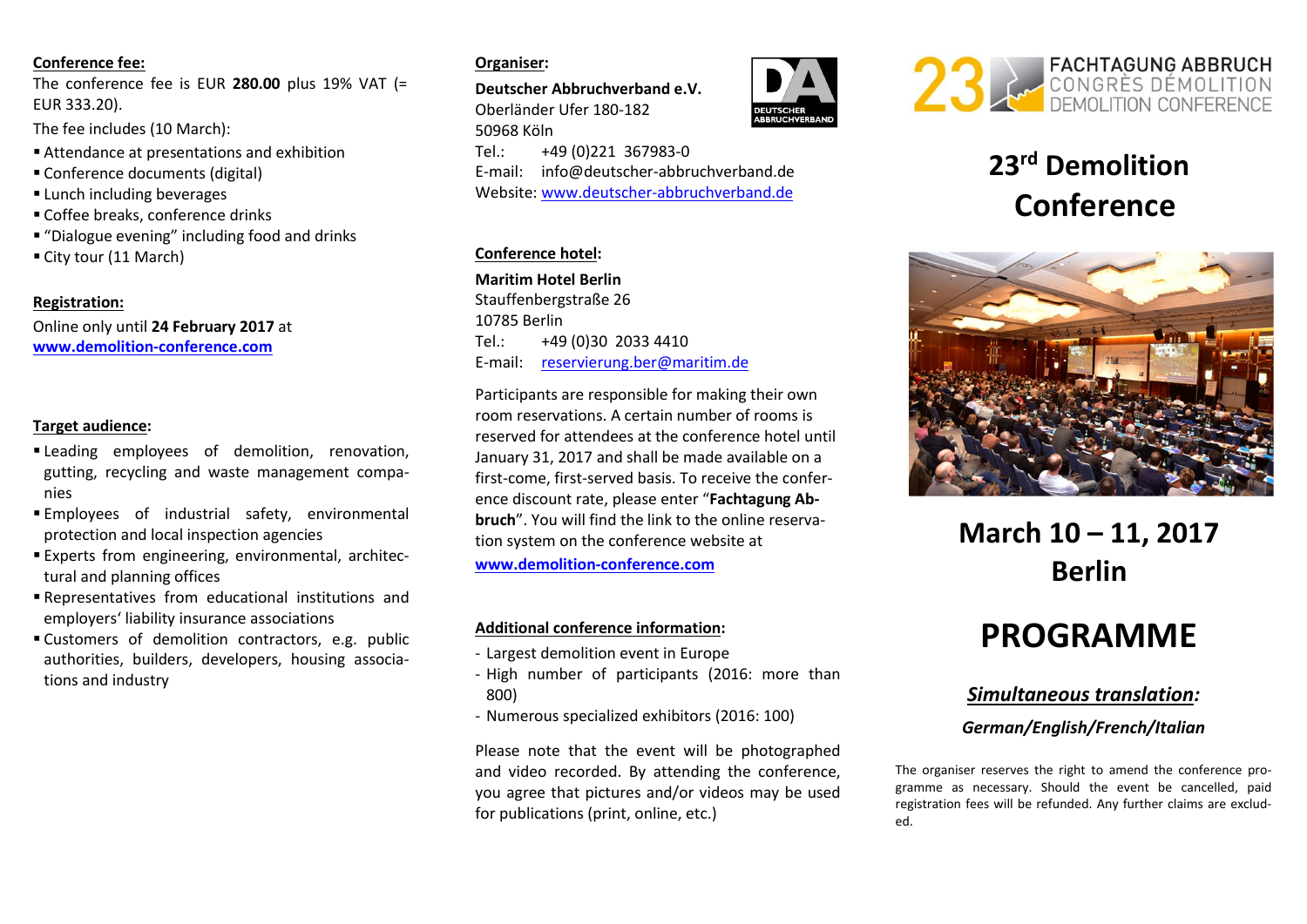**Conference fee:**

The conference fee is EUR **280.00** plus 19% VAT (= EUR 333.20).

The fee includes (10 March):

- Attendance at presentations and exhibition
- Conference documents (digital)
- Lunch including beverages
- Coffee breaks, conference drinks
- "Dialogue evening" including food and drinks
- City tour (11 March)

**Registration:**

Online only until **24 February 2017** at
**www.demolition-conference.com**

**Target audience:**

- Leading employees of demolition, renovation, gutting, recycling and waste management companies
- Employees of industrial safety, environmental protection and local inspection agencies
- Experts from engineering, environmental, architectural and planning offices
- Representatives from educational institutions and employers' liability insurance associations
- Customers of demolition contractors, e.g. public authorities, builders, developers, housing associations and industry

**Organiser:**

**Deutscher Abbruchverband e.V.**
Oberländer Ufer 180-182
50968 Köln
Tel.: +49 (0)221 367983-0
E-mail: info@deutscher-abbruchverband.de
Website: www.deutscher-abbruchverband.de

**Conference hotel:**

**Maritim Hotel Berlin**
Stauffenbergstraße 26
10785 Berlin
Tel.: +49 (0)30 2033 4410
E-mail: reservierung.ber@maritim.de

Participants are responsible for making their own room reservations. A certain number of rooms is reserved for attendees at the conference hotel until January 31, 2017 and shall be made available on a first-come, first-served basis. To receive the conference discount rate, please enter "**Fachtagung Abbruch**". You will find the link to the online reservation system on the conference website at
**www.demolition-conference.com**

**Additional conference information:**

- Largest demolition event in Europe
- High number of participants (2016: more than 800)
- Numerous specialized exhibitors (2016: 100)

Please note that the event will be photographed and video recorded. By attending the conference, you agree that pictures and/or videos may be used for publications (print, online, etc.)

23 FACHTAGUNG ABBRUCH
CONGRÈS DÉMOLITION
DEMOLITION CONFERENCE

# 23rd Demolition Conference

## March 10 – 11, 2017
## Berlin

# PROGRAMME

***Simultaneous translation:***

***German/English/French/Italian***

The organiser reserves the right to amend the conference programme as necessary. Should the event be cancelled, paid registration fees will be refunded. Any further claims are excluded.